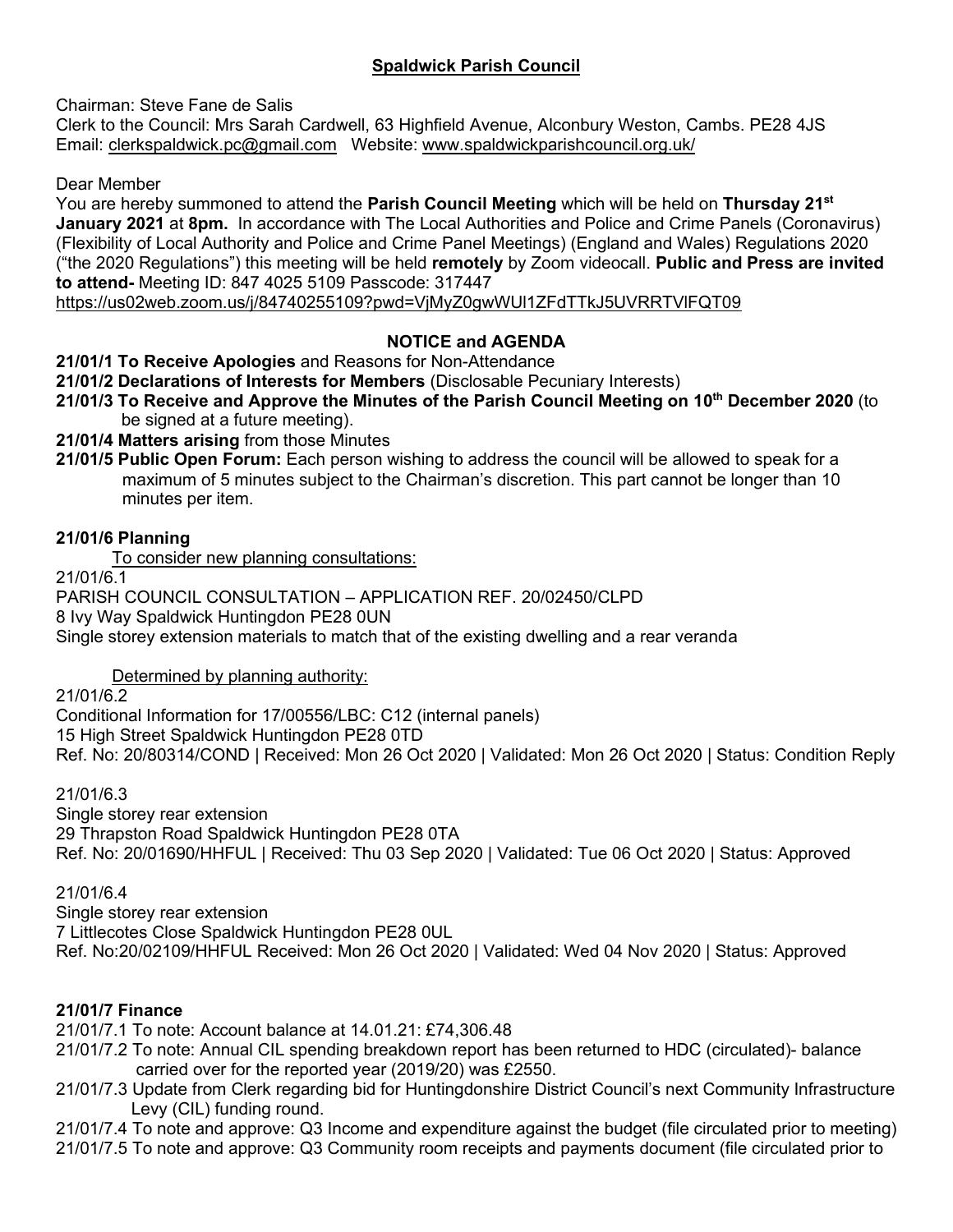## Spaldwick Parish Council

Chairman: Steve Fane de Salis
Clerk to the Council: Mrs Sarah Cardwell, 63 Highfield Avenue, Alconbury Weston, Cambs. PE28 4JS
Email: clerkspaldwick.pc@gmail.com Website: www.spaldwickparishcouncil.org.uk/

Dear Member
You are hereby summoned to attend the **Parish Council Meeting** which will be held on **Thursday 21st January 2021** at **8pm.** In accordance with The Local Authorities and Police and Crime Panels (Coronavirus) (Flexibility of Local Authority and Police and Crime Panel Meetings) (England and Wales) Regulations 2020 ("the 2020 Regulations") this meeting will be held **remotely** by Zoom videocall. **Public and Press are invited to attend-** Meeting ID: 847 4025 5109 Passcode: 317447
https://us02web.zoom.us/j/84740255109?pwd=VjMyZ0gwWUl1ZFdTTkJ5UVRRTVlFQT09

### NOTICE and AGENDA

**21/01/1 To Receive Apologies** and Reasons for Non-Attendance
**21/01/2 Declarations of Interests for Members** (Disclosable Pecuniary Interests)
**21/01/3 To Receive and Approve the Minutes of the Parish Council Meeting on 10th December 2020** (to be signed at a future meeting).
**21/01/4 Matters arising** from those Minutes
**21/01/5 Public Open Forum:** Each person wishing to address the council will be allowed to speak for a maximum of 5 minutes subject to the Chairman's discretion. This part cannot be longer than 10 minutes per item.

**21/01/6 Planning**

To consider new planning consultations:

21/01/6.1
PARISH COUNCIL CONSULTATION – APPLICATION REF. 20/02450/CLPD
8 Ivy Way Spaldwick Huntingdon PE28 0UN
Single storey extension materials to match that of the existing dwelling and a rear veranda

Determined by planning authority:

21/01/6.2
Conditional Information for 17/00556/LBC: C12 (internal panels)
15 High Street Spaldwick Huntingdon PE28 0TD
Ref. No: 20/80314/COND | Received: Mon 26 Oct 2020 | Validated: Mon 26 Oct 2020 | Status: Condition Reply

21/01/6.3
Single storey rear extension
29 Thrapston Road Spaldwick Huntingdon PE28 0TA
Ref. No: 20/01690/HHFUL | Received: Thu 03 Sep 2020 | Validated: Tue 06 Oct 2020 | Status: Approved

21/01/6.4
Single storey rear extension
7 Littlecotes Close Spaldwick Huntingdon PE28 0UL
Ref. No:20/02109/HHFUL Received: Mon 26 Oct 2020 | Validated: Wed 04 Nov 2020 | Status: Approved

**21/01/7 Finance**

21/01/7.1 To note: Account balance at 14.01.21: £74,306.48
21/01/7.2 To note: Annual CIL spending breakdown report has been returned to HDC (circulated)- balance carried over for the reported year (2019/20) was £2550.
21/01/7.3 Update from Clerk regarding bid for Huntingdonshire District Council's next Community Infrastructure Levy (CIL) funding round.
21/01/7.4 To note and approve: Q3 Income and expenditure against the budget (file circulated prior to meeting)
21/01/7.5 To note and approve: Q3 Community room receipts and payments document (file circulated prior to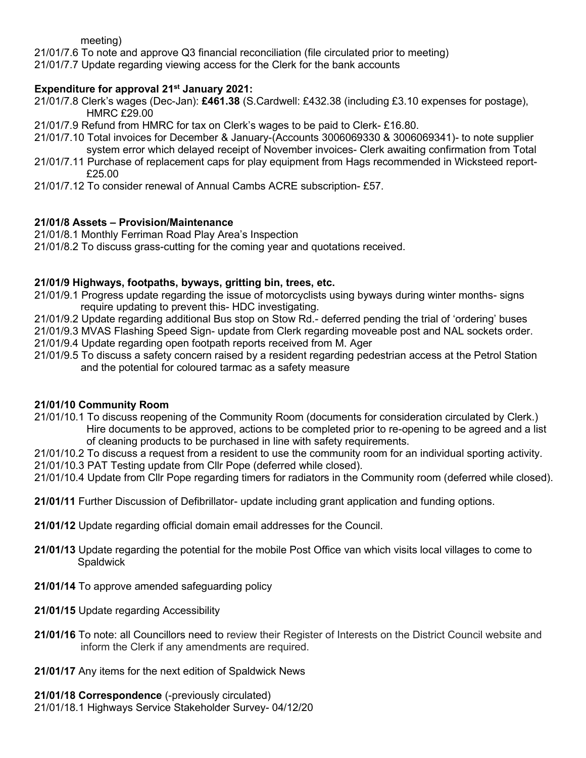meeting)

21/01/7.6 To note and approve Q3 financial reconciliation (file circulated prior to meeting)

21/01/7.7 Update regarding viewing access for the Clerk for the bank accounts

**Expenditure for approval 21st January 2021:**

21/01/7.8 Clerk's wages (Dec-Jan): **£461.38** (S.Cardwell: £432.38 (including £3.10 expenses for postage), HMRC £29.00

21/01/7.9 Refund from HMRC for tax on Clerk's wages to be paid to Clerk- £16.80.

21/01/7.10 Total invoices for December & January-(Accounts 3006069330 & 3006069341)- to note supplier system error which delayed receipt of November invoices- Clerk awaiting confirmation from Total

21/01/7.11 Purchase of replacement caps for play equipment from Hags recommended in Wicksteed report- £25.00

21/01/7.12 To consider renewal of Annual Cambs ACRE subscription- £57.

**21/01/8 Assets – Provision/Maintenance**

21/01/8.1 Monthly Ferriman Road Play Area's Inspection

21/01/8.2 To discuss grass-cutting for the coming year and quotations received.

**21/01/9 Highways, footpaths, byways, gritting bin, trees, etc.**

21/01/9.1 Progress update regarding the issue of motorcyclists using byways during winter months- signs require updating to prevent this- HDC investigating.

21/01/9.2 Update regarding additional Bus stop on Stow Rd.- deferred pending the trial of 'ordering' buses

21/01/9.3 MVAS Flashing Speed Sign- update from Clerk regarding moveable post and NAL sockets order.

21/01/9.4 Update regarding open footpath reports received from M. Ager

21/01/9.5 To discuss a safety concern raised by a resident regarding pedestrian access at the Petrol Station and the potential for coloured tarmac as a safety measure

**21/01/10 Community Room**

21/01/10.1 To discuss reopening of the Community Room (documents for consideration circulated by Clerk.) Hire documents to be approved, actions to be completed prior to re-opening to be agreed and a list of cleaning products to be purchased in line with safety requirements.

21/01/10.2 To discuss a request from a resident to use the community room for an individual sporting activity.

21/01/10.3 PAT Testing update from Cllr Pope (deferred while closed).

21/01/10.4 Update from Cllr Pope regarding timers for radiators in the Community room (deferred while closed).

**21/01/11** Further Discussion of Defibrillator- update including grant application and funding options.

**21/01/12** Update regarding official domain email addresses for the Council.

**21/01/13** Update regarding the potential for the mobile Post Office van which visits local villages to come to Spaldwick

**21/01/14** To approve amended safeguarding policy

**21/01/15** Update regarding Accessibility

**21/01/16** To note: all Councillors need to review their Register of Interests on the District Council website and inform the Clerk if any amendments are required.

**21/01/17** Any items for the next edition of Spaldwick News

**21/01/18 Correspondence** (-previously circulated)

21/01/18.1 Highways Service Stakeholder Survey- 04/12/20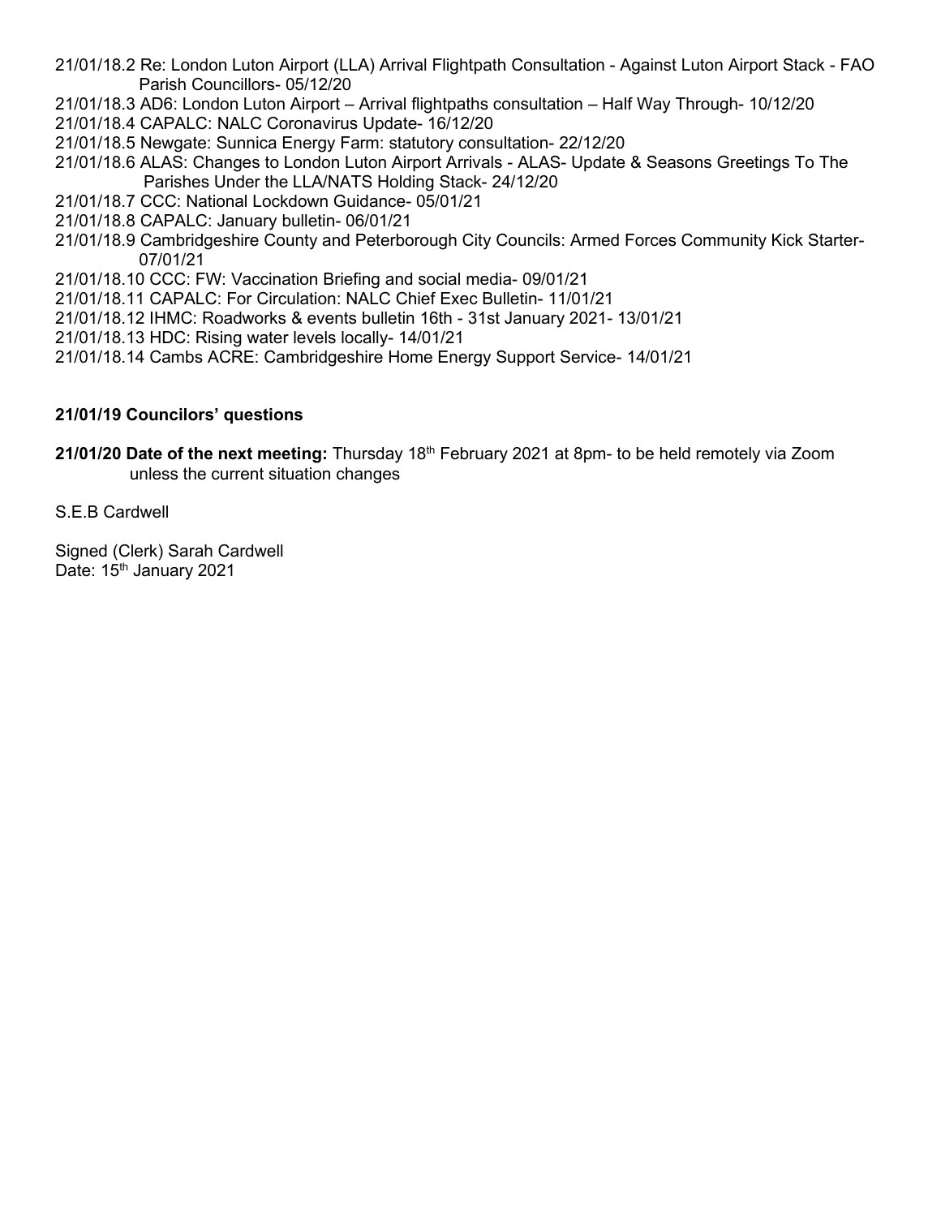21/01/18.2 Re: London Luton Airport (LLA) Arrival Flightpath Consultation - Against Luton Airport Stack - FAO Parish Councillors- 05/12/20

21/01/18.3 AD6: London Luton Airport – Arrival flightpaths consultation – Half Way Through- 10/12/20

21/01/18.4 CAPALC: NALC Coronavirus Update- 16/12/20

21/01/18.5 Newgate: Sunnica Energy Farm: statutory consultation- 22/12/20

21/01/18.6 ALAS: Changes to London Luton Airport Arrivals - ALAS- Update & Seasons Greetings To The Parishes Under the LLA/NATS Holding Stack- 24/12/20

21/01/18.7 CCC: National Lockdown Guidance- 05/01/21

21/01/18.8 CAPALC: January bulletin- 06/01/21

21/01/18.9 Cambridgeshire County and Peterborough City Councils: Armed Forces Community Kick Starter- 07/01/21

21/01/18.10 CCC: FW: Vaccination Briefing and social media- 09/01/21

21/01/18.11 CAPALC: For Circulation: NALC Chief Exec Bulletin- 11/01/21

21/01/18.12 IHMC: Roadworks & events bulletin 16th - 31st January 2021- 13/01/21

21/01/18.13 HDC: Rising water levels locally- 14/01/21

21/01/18.14 Cambs ACRE: Cambridgeshire Home Energy Support Service- 14/01/21

**21/01/19 Councilors' questions**

**21/01/20 Date of the next meeting:** Thursday 18th February 2021 at 8pm- to be held remotely via Zoom unless the current situation changes

S.E.B Cardwell

Signed (Clerk) Sarah Cardwell
Date: 15th January 2021